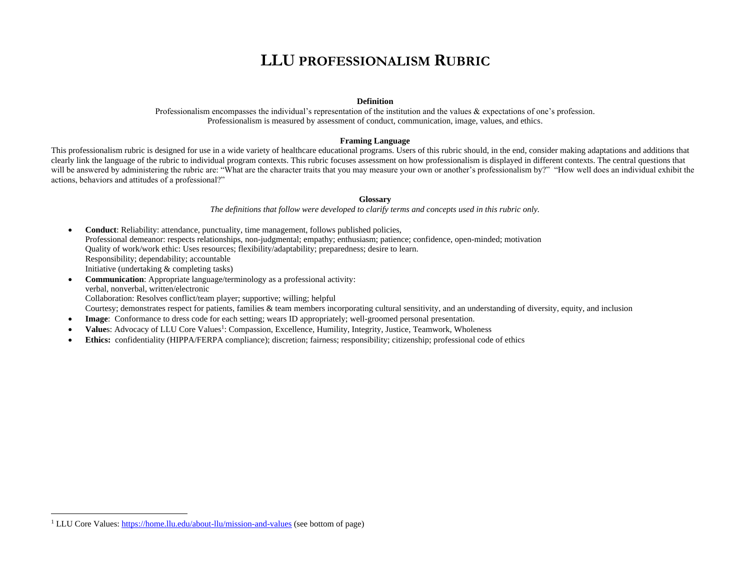# LLU PROFESSIONALISM RUBRIC

**Definition**

Professionalism encompasses the individual's representation of the institution and the values & expectations of one's profession.
Professionalism is measured by assessment of conduct, communication, image, values, and ethics.

**Framing Language**

This professionalism rubric is designed for use in a wide variety of healthcare educational programs. Users of this rubric should, in the end, consider making adaptations and additions that clearly link the language of the rubric to individual program contexts. This rubric focuses assessment on how professionalism is displayed in different contexts. The central questions that will be answered by administering the rubric are: "What are the character traits that you may measure your own or another's professionalism by?" "How well does an individual exhibit the actions, behaviors and attitudes of a professional?"

**Glossary**

*The definitions that follow were developed to clarify terms and concepts used in this rubric only.*

- **Conduct**: Reliability: attendance, punctuality, time management, follows published policies,
  Professional demeanor: respects relationships, non-judgmental; empathy; enthusiasm; patience; confidence, open-minded; motivation
  Quality of work/work ethic: Uses resources; flexibility/adaptability; preparedness; desire to learn.
  Responsibility; dependability; accountable
  Initiative (undertaking & completing tasks)
- **Communication**: Appropriate language/terminology as a professional activity:
  verbal, nonverbal, written/electronic
  Collaboration: Resolves conflict/team player; supportive; willing; helpful
  Courtesy; demonstrates respect for patients, families & team members incorporating cultural sensitivity, and an understanding of diversity, equity, and inclusion
- **Image**: Conformance to dress code for each setting; wears ID appropriately; well-groomed personal presentation.
- **Values**: Advocacy of LLU Core Values[1]: Compassion, Excellence, Humility, Integrity, Justice, Teamwork, Wholeness
- **Ethics:** confidentiality (HIPPA/FERPA compliance); discretion; fairness; responsibility; citizenship; professional code of ethics

---

[1] LLU Core Values: https://home.llu.edu/about-llu/mission-and-values (see bottom of page)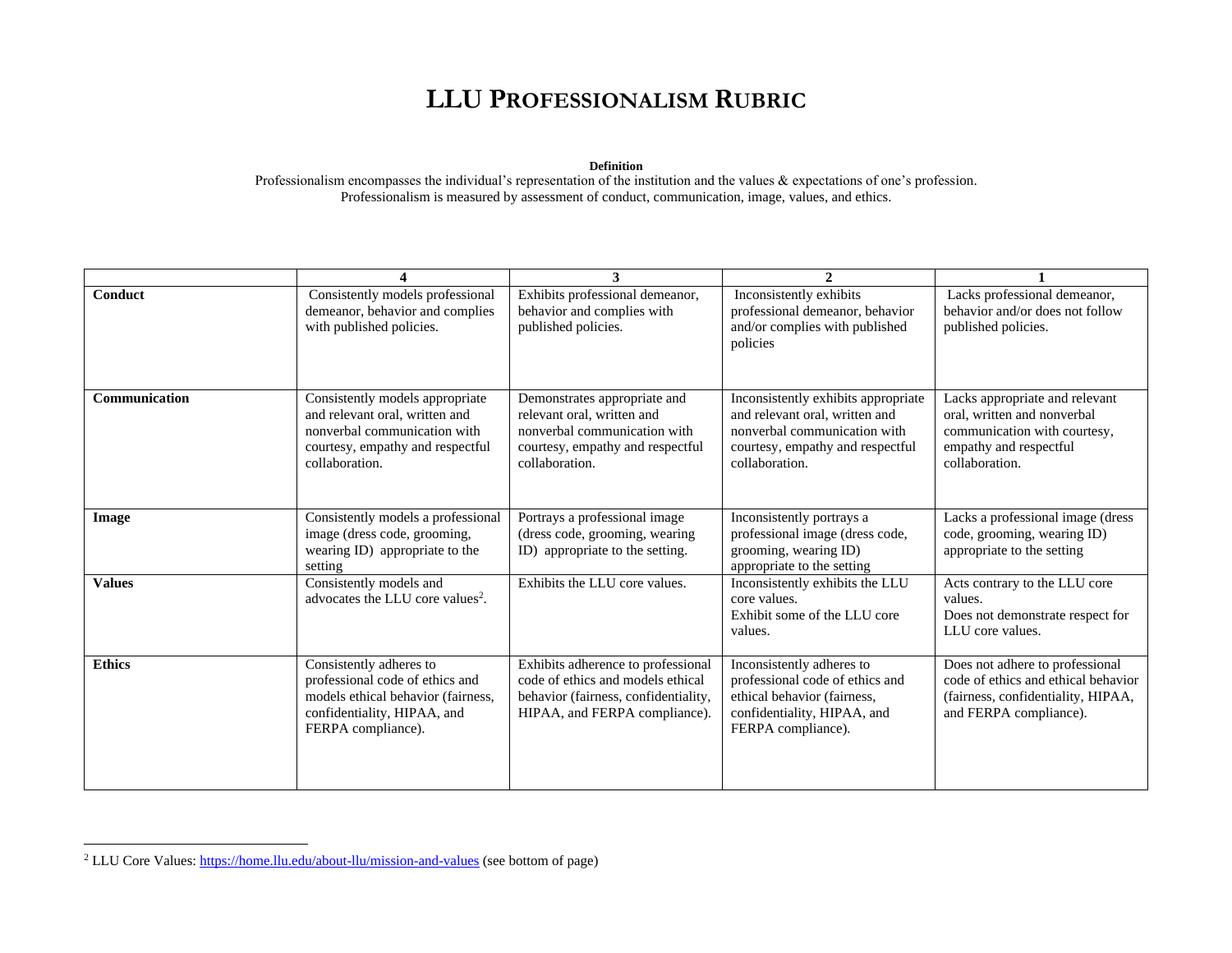# LLU Professionalism Rubric

**Definition**

Professionalism encompasses the individual's representation of the institution and the values & expectations of one's profession. Professionalism is measured by assessment of conduct, communication, image, values, and ethics.

| | 4 | 3 | 2 | 1 |
|---|---|---|---|---|
| **Conduct** | Consistently models professional demeanor, behavior and complies with published policies. | Exhibits professional demeanor, behavior and complies with published policies. | Inconsistently exhibits professional demeanor, behavior and/or complies with published policies | Lacks professional demeanor, behavior and/or does not follow published policies. |
| **Communication** | Consistently models appropriate and relevant oral, written and nonverbal communication with courtesy, empathy and respectful collaboration. | Demonstrates appropriate and relevant oral, written and nonverbal communication with courtesy, empathy and respectful collaboration. | Inconsistently exhibits appropriate and relevant oral, written and nonverbal communication with courtesy, empathy and respectful collaboration. | Lacks appropriate and relevant oral, written and nonverbal communication with courtesy, empathy and respectful collaboration. |
| **Image** | Consistently models a professional image (dress code, grooming, wearing ID) appropriate to the setting | Portrays a professional image (dress code, grooming, wearing ID) appropriate to the setting. | Inconsistently portrays a professional image (dress code, grooming, wearing ID) appropriate to the setting | Lacks a professional image (dress code, grooming, wearing ID) appropriate to the setting |
| **Values** | Consistently models and advocates the LLU core values[2]. | Exhibits the LLU core values. | Inconsistently exhibits the LLU core values. Exhibit some of the LLU core values. | Acts contrary to the LLU core values. Does not demonstrate respect for LLU core values. |
| **Ethics** | Consistently adheres to professional code of ethics and models ethical behavior (fairness, confidentiality, HIPAA, and FERPA compliance). | Exhibits adherence to professional code of ethics and models ethical behavior (fairness, confidentiality, HIPAA, and FERPA compliance). | Inconsistently adheres to professional code of ethics and ethical behavior (fairness, confidentiality, HIPAA, and FERPA compliance). | Does not adhere to professional code of ethics and ethical behavior (fairness, confidentiality, HIPAA, and FERPA compliance). |

[2] LLU Core Values: https://home.llu.edu/about-llu/mission-and-values (see bottom of page)